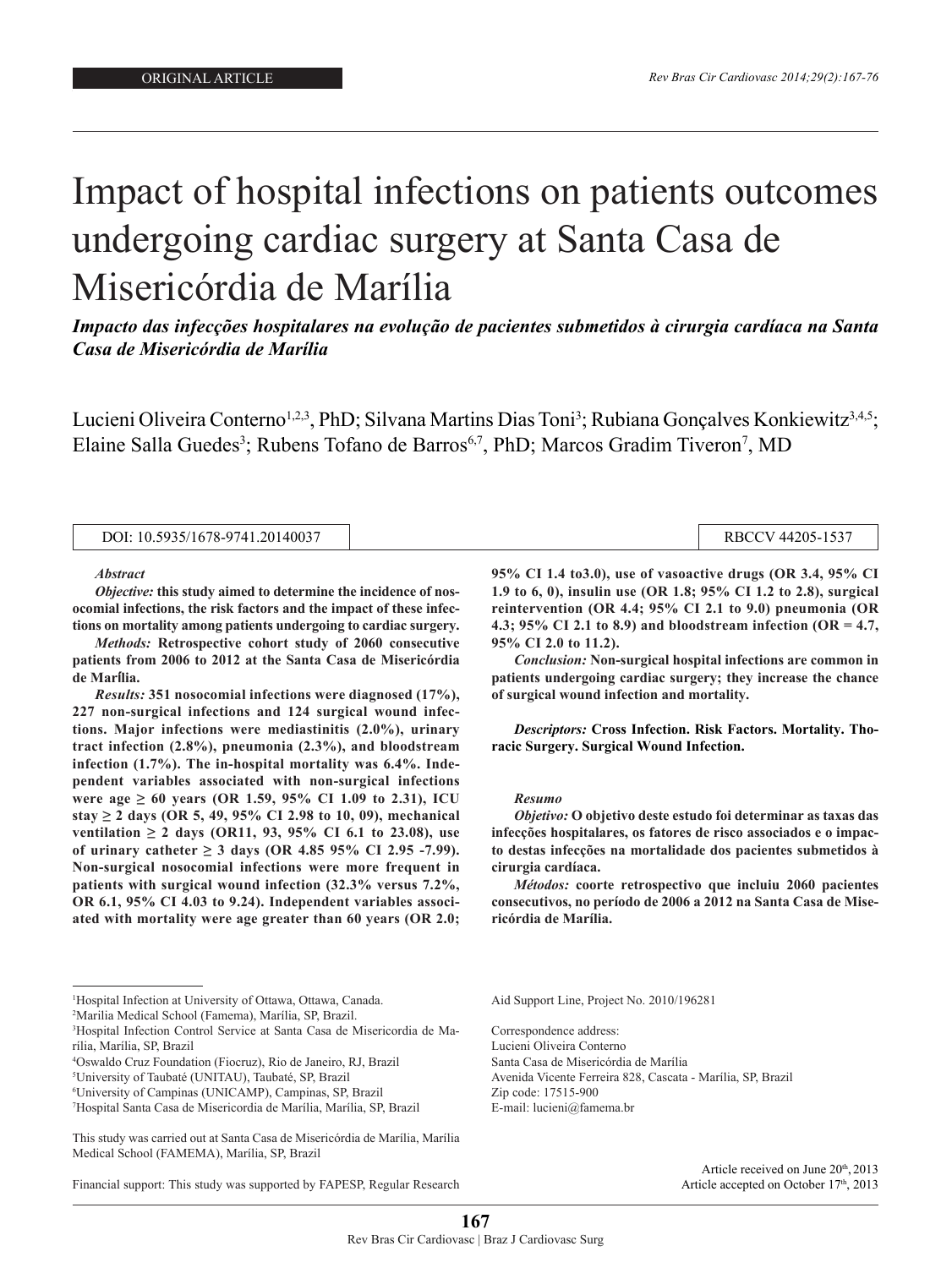ORIGINAL ARTICLE

# Impact of hospital infections on patients outcomes undergoing cardiac surgery at Santa Casa de Misericórdia de Marília

***Impacto das infecções hospitalares na evolução de pacientes submetidos à cirurgia cardíaca na Santa Casa de Misericórdia de Marília***

Lucieni Oliveira Conterno[1,2,3], PhD; Silvana Martins Dias Toni[3]; Rubiana Gonçalves Konkiewitz[3,4,5]; Elaine Salla Guedes[3]; Rubens Tofano de Barros[6,7], PhD; Marcos Gradim Tiveron[7], MD

DOI: 10.5935/1678-9741.20140037 | RBCCV 44205-1537

### Abstract

***Objective:*** **this study aimed to determine the incidence of nosocomial infections, the risk factors and the impact of these infections on mortality among patients undergoing to cardiac surgery.**

***Methods:*** **Retrospective cohort study of 2060 consecutive patients from 2006 to 2012 at the Santa Casa de Misericórdia de MarÍlia.**

***Results:*** **351 nosocomial infections were diagnosed (17%), 227 non-surgical infections and 124 surgical wound infections. Major infections were mediastinitis (2.0%), urinary tract infection (2.8%), pneumonia (2.3%), and bloodstream infection (1.7%). The in-hospital mortality was 6.4%. Independent variables associated with non-surgical infections were age ≥ 60 years (OR 1.59, 95% CI 1.09 to 2.31), ICU stay ≥ 2 days (OR 5, 49, 95% CI 2.98 to 10, 09), mechanical ventilation ≥ 2 days (OR11, 93, 95% CI 6.1 to 23.08), use of urinary catheter ≥ 3 days (OR 4.85 95% CI 2.95 -7.99). Non-surgical nosocomial infections were more frequent in patients with surgical wound infection (32.3% versus 7.2%, OR 6.1, 95% CI 4.03 to 9.24). Independent variables associated with mortality were age greater than 60 years (OR 2.0; 95% CI 1.4 to3.0), use of vasoactive drugs (OR 3.4, 95% CI 1.9 to 6, 0), insulin use (OR 1.8; 95% CI 1.2 to 2.8), surgical reintervention (OR 4.4; 95% CI 2.1 to 9.0) pneumonia (OR 4.3; 95% CI 2.1 to 8.9) and bloodstream infection (OR = 4.7, 95% CI 2.0 to 11.2).**

***Conclusion:*** **Non-surgical hospital infections are common in patients undergoing cardiac surgery; they increase the chance of surgical wound infection and mortality.**

***Descriptors:*** **Cross Infection. Risk Factors. Mortality. Thoracic Surgery. Surgical Wound Infection.**

### Resumo

***Objetivo:*** **O objetivo deste estudo foi determinar as taxas das infecções hospitalares, os fatores de risco associados e o impacto destas infecções na mortalidade dos pacientes submetidos à cirurgia cardíaca.**

***Métodos:*** **coorte retrospectivo que incluiu 2060 pacientes consecutivos, no período de 2006 a 2012 na Santa Casa de Misericórdia de Marília.**

---

[1]Hospital Infection at University of Ottawa, Ottawa, Canada.
[2]Marilia Medical School (Famema), Marília, SP, Brazil.
[3]Hospital Infection Control Service at Santa Casa de Misericordia de Marília, Marília, SP, Brazil
[4]Oswaldo Cruz Foundation (Fiocruz), Rio de Janeiro, RJ, Brazil
[5]University of Taubaté (UNITAU), Taubaté, SP, Brazil
[6]University of Campinas (UNICAMP), Campinas, SP, Brazil
[7]Hospital Santa Casa de Misericordia de Marília, Marília, SP, Brazil

This study was carried out at Santa Casa de Misericórdia de Marília, Marília Medical School (FAMEMA), Marília, SP, Brazil

Financial support: This study was supported by FAPESP, Regular Research Aid Support Line, Project No. 2010/196281

Correspondence address:
Lucieni Oliveira Conterno
Santa Casa de Misericórdia de Marília
Avenida Vicente Ferreira 828, Cascata - Marília, SP, Brazil
Zip code: 17515-900
E-mail: lucieni@famema.br

Article received on June 20th, 2013
Article accepted on October 17th, 2013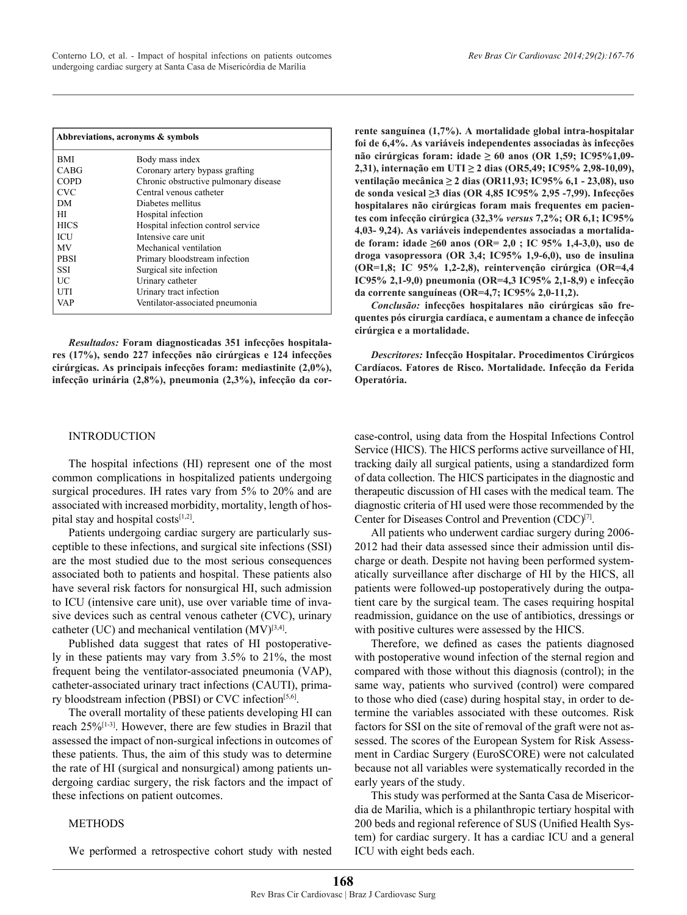| Abbreviations, acronyms & symbols | |
|---|---|
| BMI | Body mass index |
| CABG | Coronary artery bypass grafting |
| COPD | Chronic obstructive pulmonary disease |
| CVC | Central venous catheter |
| DM | Diabetes mellitus |
| HI | Hospital infection |
| HICS | Hospital infection control service |
| ICU | Intensive care unit |
| MV | Mechanical ventilation |
| PBSI | Primary bloodstream infection |
| SSI | Surgical site infection |
| UC | Urinary catheter |
| UTI | Urinary tract infection |
| VAP | Ventilator-associated pneumonia |

***Resultados:*** **Foram diagnosticadas 351 infecções hospitalares (17%), sendo 227 infecções não cirúrgicas e 124 infecções cirúrgicas. As principais infecções foram: mediastinite (2,0%), infecção urinária (2,8%), pneumonia (2,3%), infecção da corrente sanguínea (1,7%). A mortalidade global intra-hospitalar foi de 6,4%. As variáveis independentes associadas às infecções não cirúrgicas foram: idade ≥ 60 anos (OR 1,59; IC95%1,09-2,31), internação em UTI ≥ 2 dias (OR5,49; IC95% 2,98-10,09), ventilação mecânica ≥ 2 dias (OR11,93; IC95% 6,1 - 23,08), uso de sonda vesical ≥3 dias (OR 4,85 IC95% 2,95 -7,99). Infecções hospitalares não cirúrgicas foram mais frequentes em pacientes com infecção cirúrgica (32,3%** ***versus*** **7,2%; OR 6,1; IC95% 4,03- 9,24). As variáveis independentes associadas a mortalidade foram: idade ≥60 anos (OR= 2,0 ; IC 95% 1,4-3,0), uso de droga vasopressora (OR 3,4; IC95% 1,9-6,0), uso de insulina (OR=1,8; IC 95% 1,2-2,8), reintervenção cirúrgica (OR=4,4 IC95% 2,1-9,0) pneumonia (OR=4,3 IC95% 2,1-8,9) e infecção da corrente sanguíneas (OR=4,7; IC95% 2,0-11,2).**

***Conclusão:*** **infecções hospitalares não cirúrgicas são frequentes pós cirurgia cardíaca, e aumentam a chance de infecção cirúrgica e a mortalidade.**

***Descritores:*** **Infecção Hospitalar. Procedimentos Cirúrgicos Cardíacos. Fatores de Risco. Mortalidade. Infecção da Ferida Operatória.**

## INTRODUCTION

The hospital infections (HI) represent one of the most common complications in hospitalized patients undergoing surgical procedures. IH rates vary from 5% to 20% and are associated with increased morbidity, mortality, length of hospital stay and hospital costs[1,2].

Patients undergoing cardiac surgery are particularly susceptible to these infections, and surgical site infections (SSI) are the most studied due to the most serious consequences associated both to patients and hospital. These patients also have several risk factors for nonsurgical HI, such admission to ICU (intensive care unit), use over variable time of invasive devices such as central venous catheter (CVC), urinary catheter (UC) and mechanical ventilation (MV)[3,4].

Published data suggest that rates of HI postoperatively in these patients may vary from 3.5% to 21%, the most frequent being the ventilator-associated pneumonia (VAP), catheter-associated urinary tract infections (CAUTI), primary bloodstream infection (PBSI) or CVC infection[5,6].

The overall mortality of these patients developing HI can reach 25%[1-3]. However, there are few studies in Brazil that assessed the impact of non-surgical infections in outcomes of these patients. Thus, the aim of this study was to determine the rate of HI (surgical and nonsurgical) among patients undergoing cardiac surgery, the risk factors and the impact of these infections on patient outcomes.

## METHODS

We performed a retrospective cohort study with nested case-control, using data from the Hospital Infections Control Service (HICS). The HICS performs active surveillance of HI, tracking daily all surgical patients, using a standardized form of data collection. The HICS participates in the diagnostic and therapeutic discussion of HI cases with the medical team. The diagnostic criteria of HI used were those recommended by the Center for Diseases Control and Prevention (CDC)[7].

All patients who underwent cardiac surgery during 2006-2012 had their data assessed since their admission until discharge or death. Despite not having been performed systematically surveillance after discharge of HI by the HICS, all patients were followed-up postoperatively during the outpatient care by the surgical team. The cases requiring hospital readmission, guidance on the use of antibiotics, dressings or with positive cultures were assessed by the HICS.

Therefore, we defined as cases the patients diagnosed with postoperative wound infection of the sternal region and compared with those without this diagnosis (control); in the same way, patients who survived (control) were compared to those who died (case) during hospital stay, in order to determine the variables associated with these outcomes. Risk factors for SSI on the site of removal of the graft were not assessed. The scores of the European System for Risk Assessment in Cardiac Surgery (EuroSCORE) were not calculated because not all variables were systematically recorded in the early years of the study.

This study was performed at the Santa Casa de Misericordia de Marilia, which is a philanthropic tertiary hospital with 200 beds and regional reference of SUS (Unified Health System) for cardiac surgery. It has a cardiac ICU and a general ICU with eight beds each.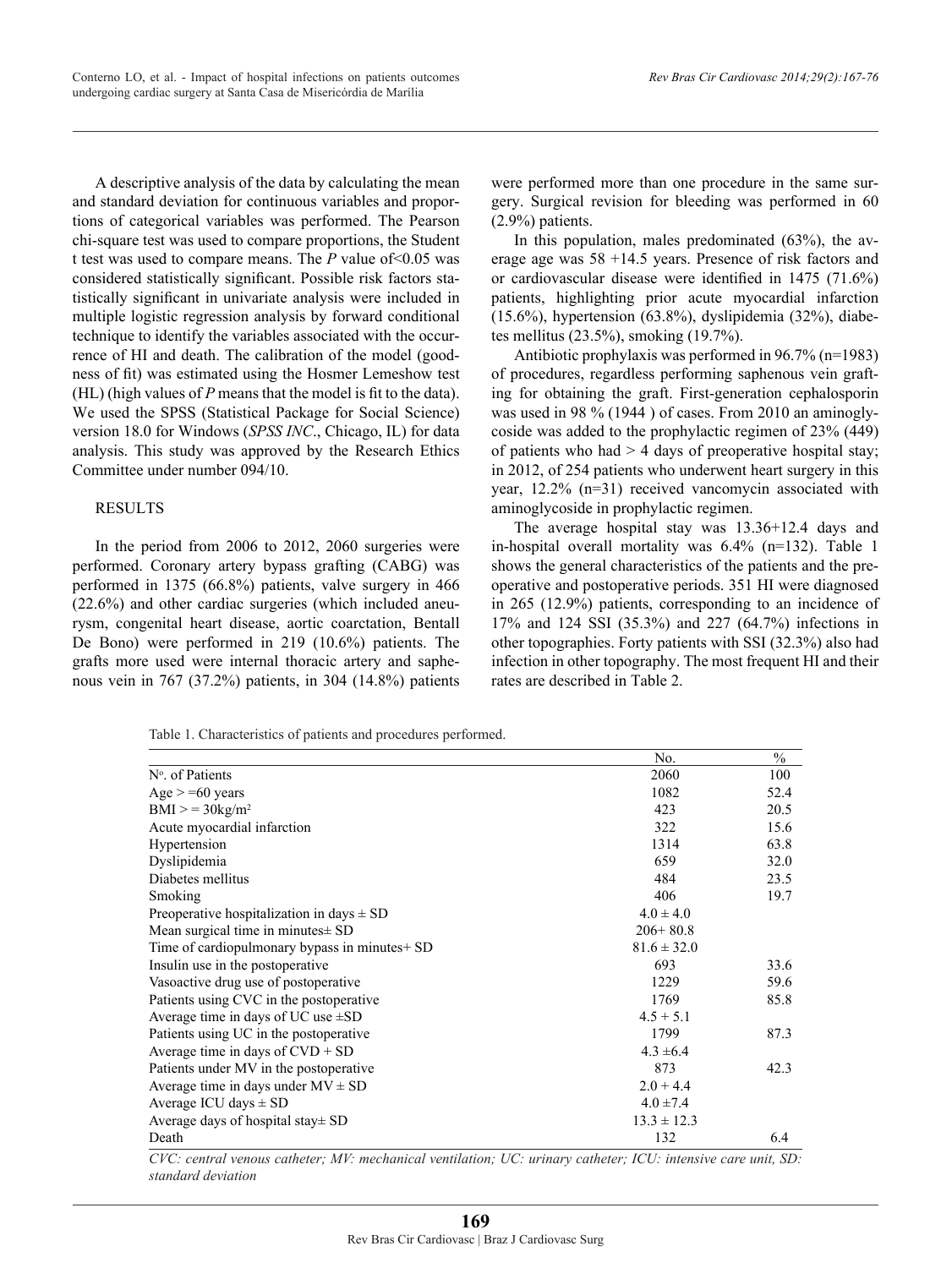A descriptive analysis of the data by calculating the mean and standard deviation for continuous variables and proportions of categorical variables was performed. The Pearson chi-square test was used to compare proportions, the Student t test was used to compare means. The *P* value of<0.05 was considered statistically significant. Possible risk factors statistically significant in univariate analysis were included in multiple logistic regression analysis by forward conditional technique to identify the variables associated with the occurrence of HI and death. The calibration of the model (goodness of fit) was estimated using the Hosmer Lemeshow test (HL) (high values of *P* means that the model is fit to the data). We used the SPSS (Statistical Package for Social Science) version 18.0 for Windows (*SPSS INC*., Chicago, IL) for data analysis. This study was approved by the Research Ethics Committee under number 094/10.

## RESULTS

In the period from 2006 to 2012, 2060 surgeries were performed. Coronary artery bypass grafting (CABG) was performed in 1375 (66.8%) patients, valve surgery in 466 (22.6%) and other cardiac surgeries (which included aneurysm, congenital heart disease, aortic coarctation, Bentall De Bono) were performed in 219 (10.6%) patients. The grafts more used were internal thoracic artery and saphenous vein in 767 (37.2%) patients, in 304 (14.8%) patients were performed more than one procedure in the same surgery. Surgical revision for bleeding was performed in 60 (2.9%) patients.

In this population, males predominated (63%), the average age was 58 +14.5 years. Presence of risk factors and or cardiovascular disease were identified in 1475 (71.6%) patients, highlighting prior acute myocardial infarction (15.6%), hypertension (63.8%), dyslipidemia (32%), diabetes mellitus (23.5%), smoking (19.7%).

Antibiotic prophylaxis was performed in 96.7% (n=1983) of procedures, regardless performing saphenous vein grafting for obtaining the graft. First-generation cephalosporin was used in 98 % (1944 ) of cases. From 2010 an aminoglycoside was added to the prophylactic regimen of 23% (449) of patients who had > 4 days of preoperative hospital stay; in 2012, of 254 patients who underwent heart surgery in this year, 12.2% (n=31) received vancomycin associated with aminoglycoside in prophylactic regimen.

The average hospital stay was 13.36+12.4 days and in-hospital overall mortality was 6.4% (n=132). Table 1 shows the general characteristics of the patients and the preoperative and postoperative periods. 351 HI were diagnosed in 265 (12.9%) patients, corresponding to an incidence of 17% and 124 SSI (35.3%) and 227 (64.7%) infections in other topographies. Forty patients with SSI (32.3%) also had infection in other topography. The most frequent HI and their rates are described in Table 2.

Table 1. Characteristics of patients and procedures performed.

| | No. | % |
|---|---|---|
| Nº. of Patients | 2060 | 100 |
| Age > =60 years | 1082 | 52.4 |
| BMI > = 30kg/m$^2$ | 423 | 20.5 |
| Acute myocardial infarction | 322 | 15.6 |
| Hypertension | 1314 | 63.8 |
| Dyslipidemia | 659 | 32.0 |
| Diabetes mellitus | 484 | 23.5 |
| Smoking | 406 | 19.7 |
| Preoperative hospitalization in days ± SD | 4.0 ± 4.0 | |
| Mean surgical time in minutes± SD | 206+ 80.8 | |
| Time of cardiopulmonary bypass in minutes+ SD | 81.6 ± 32.0 | |
| Insulin use in the postoperative | 693 | 33.6 |
| Vasoactive drug use of postoperative | 1229 | 59.6 |
| Patients using CVC in the postoperative | 1769 | 85.8 |
| Average time in days of UC use ±SD | 4.5 + 5.1 | |
| Patients using UC in the postoperative | 1799 | 87.3 |
| Average time in days of CVD + SD | 4.3 ±6.4 | |
| Patients under MV in the postoperative | 873 | 42.3 |
| Average time in days under MV ± SD | 2.0 + 4.4 | |
| Average ICU days ± SD | 4.0 ±7.4 | |
| Average days of hospital stay± SD | 13.3 ± 12.3 | |
| Death | 132 | 6.4 |

*CVC: central venous catheter; MV: mechanical ventilation; UC: urinary catheter; ICU: intensive care unit, SD: standard deviation*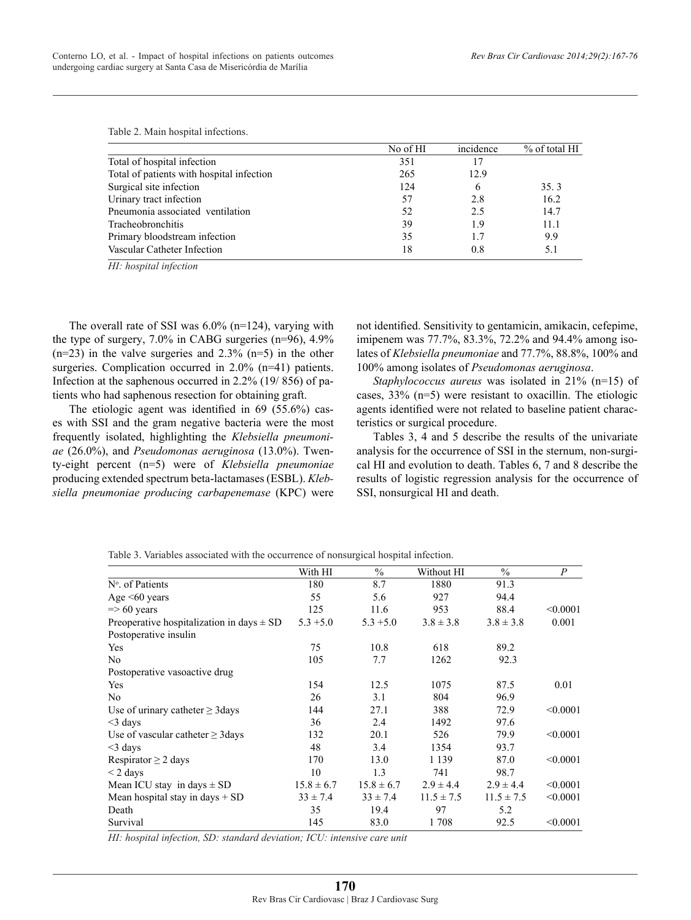Table 2. Main hospital infections.

| | No of HI | incidence | % of total HI |
|---|---|---|---|
| Total of hospital infection | 351 | 17 | |
| Total of patients with hospital infection | 265 | 12.9 | |
| Surgical site infection | 124 | 6 | 35. 3 |
| Urinary tract infection | 57 | 2.8 | 16.2 |
| Pneumonia associated ventilation | 52 | 2.5 | 14.7 |
| Tracheobronchitis | 39 | 1.9 | 11.1 |
| Primary bloodstream infection | 35 | 1.7 | 9.9 |
| Vascular Catheter Infection | 18 | 0.8 | 5.1 |

*HI: hospital infection*

The overall rate of SSI was 6.0% (n=124), varying with the type of surgery, 7.0% in CABG surgeries (n=96), 4.9% (n=23) in the valve surgeries and 2.3% (n=5) in the other surgeries. Complication occurred in 2.0% (n=41) patients. Infection at the saphenous occurred in 2.2% (19/ 856) of patients who had saphenous resection for obtaining graft.

The etiologic agent was identified in 69 (55.6%) cases with SSI and the gram negative bacteria were the most frequently isolated, highlighting the *Klebsiella pneumoniae* (26.0%), and *Pseudomonas aeruginosa* (13.0%). Twenty-eight percent (n=5) were of *Klebsiella pneumoniae* producing extended spectrum beta-lactamases (ESBL). *Klebsiella pneumoniae producing carbapenemase* (KPC) were not identified. Sensitivity to gentamicin, amikacin, cefepime, imipenem was 77.7%, 83.3%, 72.2% and 94.4% among isolates of *Klebsiella pneumoniae* and 77.7%, 88.8%, 100% and 100% among isolates of *Pseudomonas aeruginosa*.

*Staphylococcus aureus* was isolated in 21% (n=15) of cases, 33% (n=5) were resistant to oxacillin. The etiologic agents identified were not related to baseline patient characteristics or surgical procedure.

Tables 3, 4 and 5 describe the results of the univariate analysis for the occurrence of SSI in the sternum, non-surgical HI and evolution to death. Tables 6, 7 and 8 describe the results of logistic regression analysis for the occurrence of SSI, nonsurgical HI and death.

Table 3. Variables associated with the occurrence of nonsurgical hospital infection.

| | With HI | % | Without HI | % | *P* |
|---|---|---|---|---|---|
| Nº. of Patients | 180 | 8.7 | 1880 | 91.3 | |
| Age <60 years | 55 | 5.6 | 927 | 94.4 | |
| => 60 years | 125 | 11.6 | 953 | 88.4 | <0.0001 |
| Preoperative hospitalization in days ± SD | 5.3 +5.0 | 5.3 +5.0 | 3.8 ± 3.8 | 3.8 ± 3.8 | 0.001 |
| Postoperative insulin | | | | | |
| Yes | 75 | 10.8 | 618 | 89.2 | |
| No | 105 | 7.7 | 1262 | 92.3 | |
| Postoperative vasoactive drug | | | | | |
| Yes | 154 | 12.5 | 1075 | 87.5 | 0.01 |
| No | 26 | 3.1 | 804 | 96.9 | |
| Use of urinary catheter ≥ 3days | 144 | 27.1 | 388 | 72.9 | <0.0001 |
| <3 days | 36 | 2.4 | 1492 | 97.6 | |
| Use of vascular catheter ≥ 3days | 132 | 20.1 | 526 | 79.9 | <0.0001 |
| <3 days | 48 | 3.4 | 1354 | 93.7 | |
| Respirator ≥ 2 days | 170 | 13.0 | 1 139 | 87.0 | <0.0001 |
| < 2 days | 10 | 1.3 | 741 | 98.7 | |
| Mean ICU stay in days ± SD | 15.8 ± 6.7 | 15.8 ± 6.7 | 2.9 ± 4.4 | 2.9 ± 4.4 | <0.0001 |
| Mean hospital stay in days + SD | 33 ± 7.4 | 33 ± 7.4 | 11.5 ± 7.5 | 11.5 ± 7.5 | <0.0001 |
| Death | 35 | 19.4 | 97 | 5.2 | |
| Survival | 145 | 83.0 | 1 708 | 92.5 | <0.0001 |

*HI: hospital infection, SD: standard deviation; ICU: intensive care unit*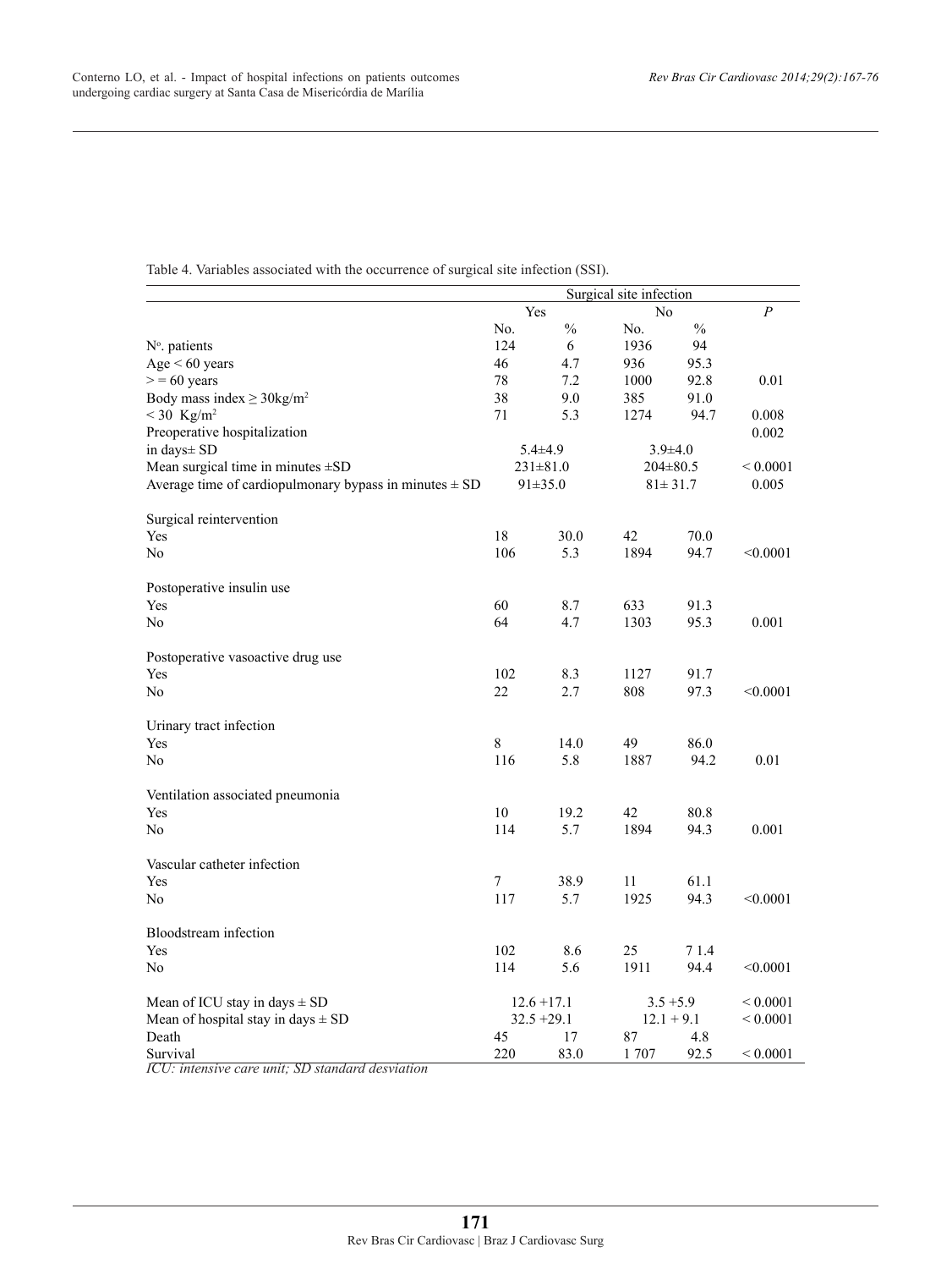Table 4. Variables associated with the occurrence of surgical site infection (SSI).

| | Surgical site infection | | | | |
|---|---|---|---|---|---|
| | Yes | | No | | *P* |
| | No. | % | No. | % | |
| Nº. patients | 124 | 6 | 1936 | 94 | |
| Age < 60 years | 46 | 4.7 | 936 | 95.3 | |
| > = 60 years | 78 | 7.2 | 1000 | 92.8 | 0.01 |
| Body mass index ≥ 30kg/m² | 38 | 9.0 | 385 | 91.0 | |
| < 30 Kg/m² | 71 | 5.3 | 1274 | 94.7 | 0.008 |
| Preoperative hospitalization | | | | | 0.002 |
| in days± SD | 5.4±4.9 | | 3.9±4.0 | | |
| Mean surgical time in minutes ±SD | 231±81.0 | | 204±80.5 | | < 0.0001 |
| Average time of cardiopulmonary bypass in minutes ± SD | 91±35.0 | | 81± 31.7 | | 0.005 |
| Surgical reintervention | | | | | |
| Yes | 18 | 30.0 | 42 | 70.0 | |
| No | 106 | 5.3 | 1894 | 94.7 | <0.0001 |
| Postoperative insulin use | | | | | |
| Yes | 60 | 8.7 | 633 | 91.3 | |
| No | 64 | 4.7 | 1303 | 95.3 | 0.001 |
| Postoperative vasoactive drug use | | | | | |
| Yes | 102 | 8.3 | 1127 | 91.7 | |
| No | 22 | 2.7 | 808 | 97.3 | <0.0001 |
| Urinary tract infection | | | | | |
| Yes | 8 | 14.0 | 49 | 86.0 | |
| No | 116 | 5.8 | 1887 | 94.2 | 0.01 |
| Ventilation associated pneumonia | | | | | |
| Yes | 10 | 19.2 | 42 | 80.8 | |
| No | 114 | 5.7 | 1894 | 94.3 | 0.001 |
| Vascular catheter infection | | | | | |
| Yes | 7 | 38.9 | 11 | 61.1 | |
| No | 117 | 5.7 | 1925 | 94.3 | <0.0001 |
| Bloodstream infection | | | | | |
| Yes | 102 | 8.6 | 25 | 7 1.4 | |
| No | 114 | 5.6 | 1911 | 94.4 | <0.0001 |
| Mean of ICU stay in days ± SD | 12.6 +17.1 | | 3.5 +5.9 | | < 0.0001 |
| Mean of hospital stay in days ± SD | 32.5 +29.1 | | 12.1 + 9.1 | | < 0.0001 |
| Death | 45 | 17 | 87 | 4.8 | |
| Survival | 220 | 83.0 | 1 707 | 92.5 | < 0.0001 |

*ICU: intensive care unit; SD standard desviation*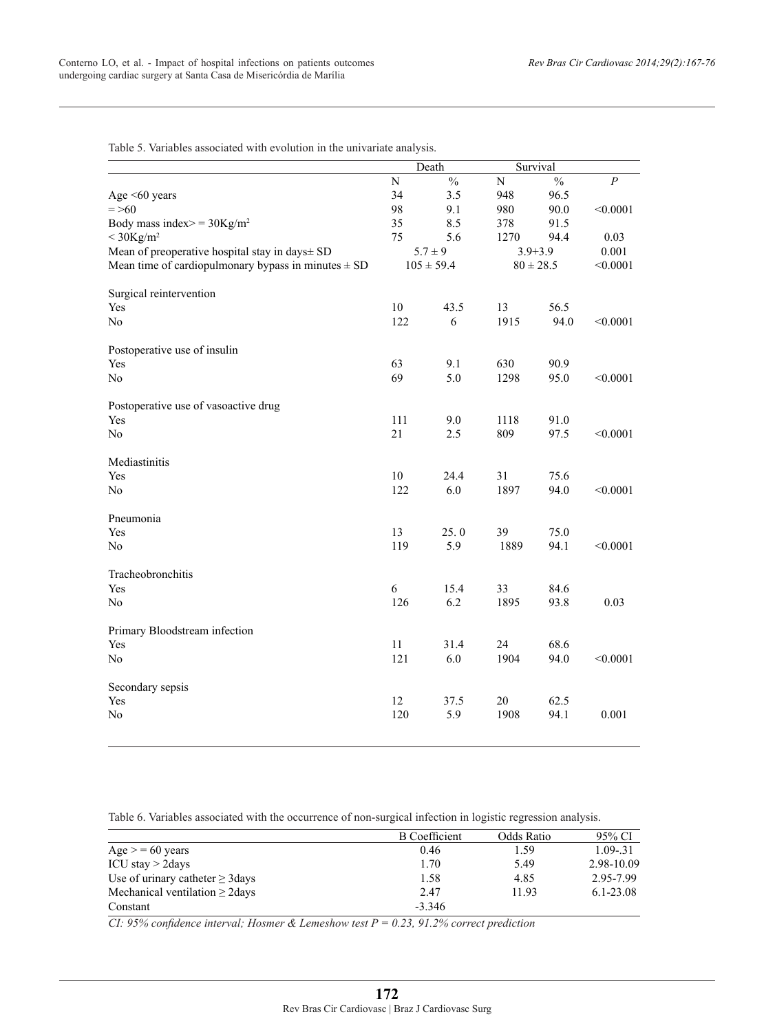Table 5. Variables associated with evolution in the univariate analysis.

| | Death | | Survival | | |
|---|---|---|---|---|---|
| | N | % | N | % | *P* |
| Age <60 years | 34 | 3.5 | 948 | 96.5 | |
| = >60 | 98 | 9.1 | 980 | 90.0 | <0.0001 |
| Body mass index> = 30Kg/m² | 35 | 8.5 | 378 | 91.5 | |
| < 30Kg/m² | 75 | 5.6 | 1270 | 94.4 | 0.03 |
| Mean of preoperative hospital stay in days± SD | 5.7 ± 9 | | 3.9+3.9 | | 0.001 |
| Mean time of cardiopulmonary bypass in minutes ± SD | 105 ± 59.4 | | 80 ± 28.5 | | <0.0001 |
| Surgical reintervention | | | | | |
| Yes | 10 | 43.5 | 13 | 56.5 | |
| No | 122 | 6 | 1915 | 94.0 | <0.0001 |
| Postoperative use of insulin | | | | | |
| Yes | 63 | 9.1 | 630 | 90.9 | |
| No | 69 | 5.0 | 1298 | 95.0 | <0.0001 |
| Postoperative use of vasoactive drug | | | | | |
| Yes | 111 | 9.0 | 1118 | 91.0 | |
| No | 21 | 2.5 | 809 | 97.5 | <0.0001 |
| Mediastinitis | | | | | |
| Yes | 10 | 24.4 | 31 | 75.6 | |
| No | 122 | 6.0 | 1897 | 94.0 | <0.0001 |
| Pneumonia | | | | | |
| Yes | 13 | 25. 0 | 39 | 75.0 | |
| No | 119 | 5.9 | 1889 | 94.1 | <0.0001 |
| Tracheobronchitis | | | | | |
| Yes | 6 | 15.4 | 33 | 84.6 | |
| No | 126 | 6.2 | 1895 | 93.8 | 0.03 |
| Primary Bloodstream infection | | | | | |
| Yes | 11 | 31.4 | 24 | 68.6 | |
| No | 121 | 6.0 | 1904 | 94.0 | <0.0001 |
| Secondary sepsis | | | | | |
| Yes | 12 | 37.5 | 20 | 62.5 | |
| No | 120 | 5.9 | 1908 | 94.1 | 0.001 |

Table 6. Variables associated with the occurrence of non-surgical infection in logistic regression analysis.

| | B Coefficient | Odds Ratio | 95% CI |
|---|---|---|---|
| Age > = 60 years | 0.46 | 1.59 | 1.09-.31 |
| ICU stay > 2days | 1.70 | 5.49 | 2.98-10.09 |
| Use of urinary catheter ≥ 3days | 1.58 | 4.85 | 2.95-7.99 |
| Mechanical ventilation ≥ 2days | 2.47 | 11.93 | 6.1-23.08 |
| Constant | -3.346 | | |

*CI: 95% confidence interval; Hosmer & Lemeshow test P = 0.23, 91.2% correct prediction*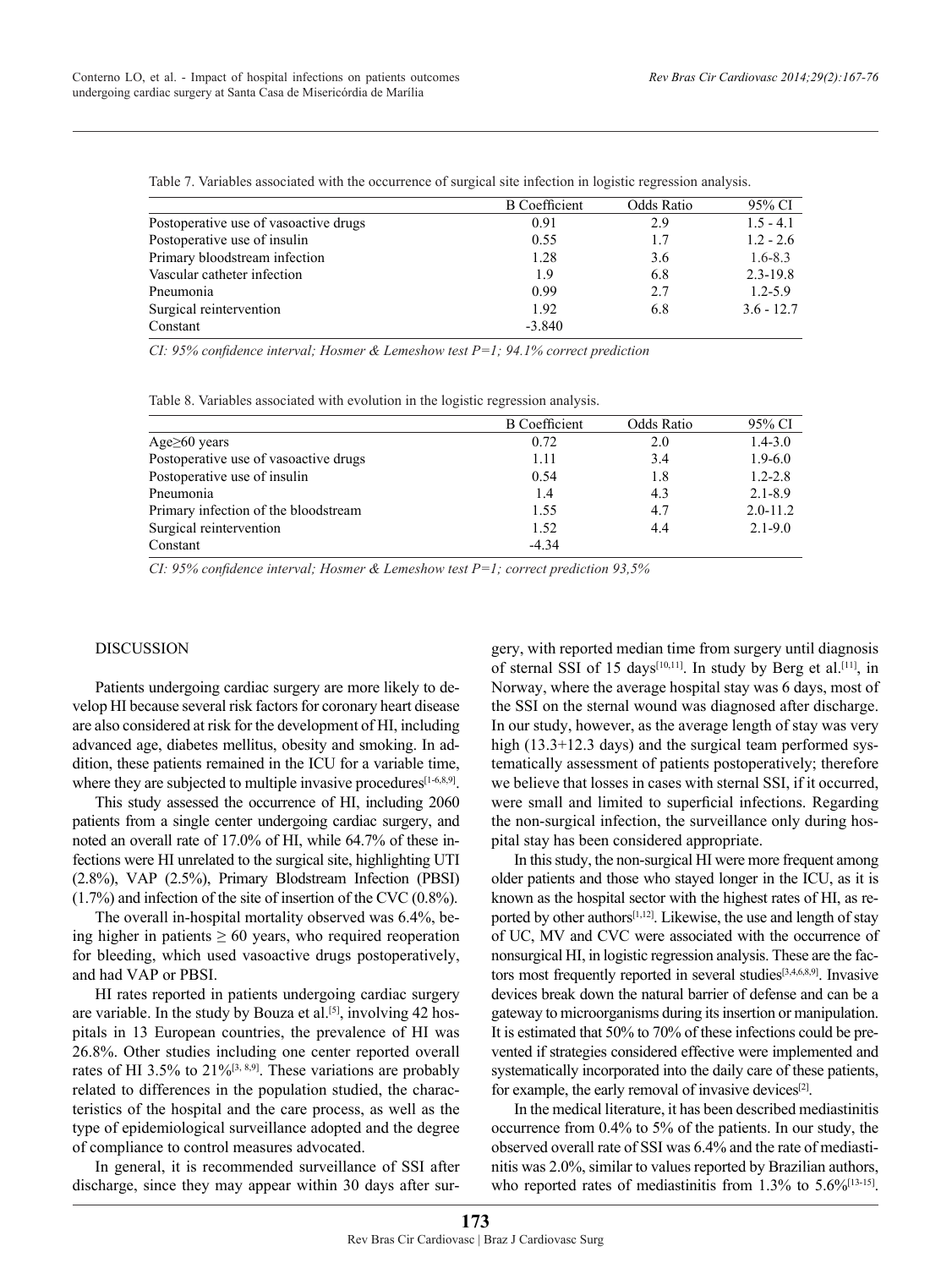Table 7. Variables associated with the occurrence of surgical site infection in logistic regression analysis.

| | B Coefficient | Odds Ratio | 95% CI |
|---|---|---|---|
| Postoperative use of vasoactive drugs | 0.91 | 2.9 | 1.5 - 4.1 |
| Postoperative use of insulin | 0.55 | 1.7 | 1.2 - 2.6 |
| Primary bloodstream infection | 1.28 | 3.6 | 1.6-8.3 |
| Vascular catheter infection | 1.9 | 6.8 | 2.3-19.8 |
| Pneumonia | 0.99 | 2.7 | 1.2-5.9 |
| Surgical reintervention | 1.92 | 6.8 | 3.6 - 12.7 |
| Constant | -3.840 | | |

*CI: 95% confidence interval; Hosmer & Lemeshow test P=1; 94.1% correct prediction*

Table 8. Variables associated with evolution in the logistic regression analysis.

| | B Coefficient | Odds Ratio | 95% CI |
|---|---|---|---|
| Age≥60 years | 0.72 | 2.0 | 1.4-3.0 |
| Postoperative use of vasoactive drugs | 1.11 | 3.4 | 1.9-6.0 |
| Postoperative use of insulin | 0.54 | 1.8 | 1.2-2.8 |
| Pneumonia | 1.4 | 4.3 | 2.1-8.9 |
| Primary infection of the bloodstream | 1.55 | 4.7 | 2.0-11.2 |
| Surgical reintervention | 1.52 | 4.4 | 2.1-9.0 |
| Constant | -4.34 | | |

*CI: 95% confidence interval; Hosmer & Lemeshow test P=1; correct prediction 93,5%*

## DISCUSSION

Patients undergoing cardiac surgery are more likely to develop HI because several risk factors for coronary heart disease are also considered at risk for the development of HI, including advanced age, diabetes mellitus, obesity and smoking. In addition, these patients remained in the ICU for a variable time, where they are subjected to multiple invasive procedures[1-6,8,9].

This study assessed the occurrence of HI, including 2060 patients from a single center undergoing cardiac surgery, and noted an overall rate of 17.0% of HI, while 64.7% of these infections were HI unrelated to the surgical site, highlighting UTI (2.8%), VAP (2.5%), Primary Blodstream Infection (PBSI) (1.7%) and infection of the site of insertion of the CVC (0.8%).

The overall in-hospital mortality observed was 6.4%, being higher in patients ≥ 60 years, who required reoperation for bleeding, which used vasoactive drugs postoperatively, and had VAP or PBSI.

HI rates reported in patients undergoing cardiac surgery are variable. In the study by Bouza et al.[5], involving 42 hospitals in 13 European countries, the prevalence of HI was 26.8%. Other studies including one center reported overall rates of HI 3.5% to 21%[3, 8,9]. These variations are probably related to differences in the population studied, the characteristics of the hospital and the care process, as well as the type of epidemiological surveillance adopted and the degree of compliance to control measures advocated.

In general, it is recommended surveillance of SSI after discharge, since they may appear within 30 days after surgery, with reported median time from surgery until diagnosis of sternal SSI of 15 days[10,11]. In study by Berg et al.[11], in Norway, where the average hospital stay was 6 days, most of the SSI on the sternal wound was diagnosed after discharge. In our study, however, as the average length of stay was very high (13.3+12.3 days) and the surgical team performed systematically assessment of patients postoperatively; therefore we believe that losses in cases with sternal SSI, if it occurred, were small and limited to superficial infections. Regarding the non-surgical infection, the surveillance only during hospital stay has been considered appropriate.

In this study, the non-surgical HI were more frequent among older patients and those who stayed longer in the ICU, as it is known as the hospital sector with the highest rates of HI, as reported by other authors[1,12]. Likewise, the use and length of stay of UC, MV and CVC were associated with the occurrence of nonsurgical HI, in logistic regression analysis. These are the factors most frequently reported in several studies[3,4,6,8,9]. Invasive devices break down the natural barrier of defense and can be a gateway to microorganisms during its insertion or manipulation. It is estimated that 50% to 70% of these infections could be prevented if strategies considered effective were implemented and systematically incorporated into the daily care of these patients, for example, the early removal of invasive devices[2].

In the medical literature, it has been described mediastinitis occurrence from 0.4% to 5% of the patients. In our study, the observed overall rate of SSI was 6.4% and the rate of mediastinitis was 2.0%, similar to values reported by Brazilian authors, who reported rates of mediastinitis from 1.3% to 5.6%[13-15].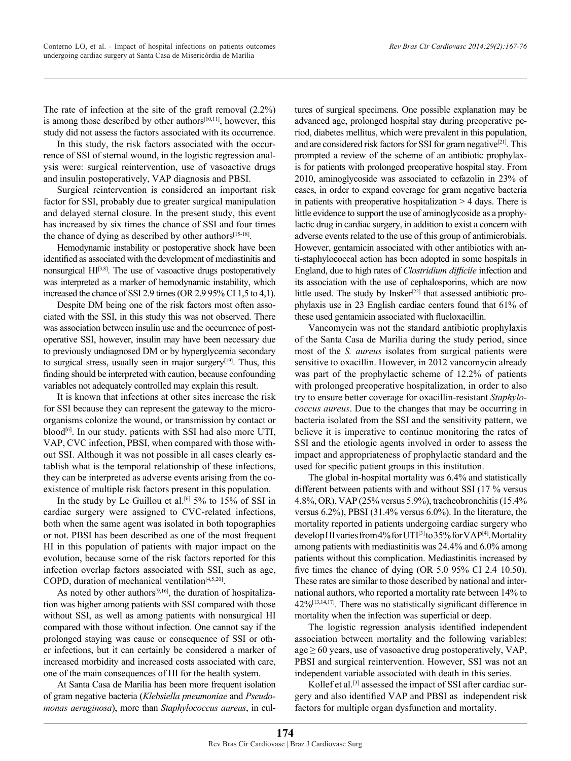The rate of infection at the site of the graft removal (2.2%) is among those described by other authors[10,11], however, this study did not assess the factors associated with its occurrence.

In this study, the risk factors associated with the occurrence of SSI of sternal wound, in the logistic regression analysis were: surgical reintervention, use of vasoactive drugs and insulin postoperatively, VAP diagnosis and PBSI.

Surgical reintervention is considered an important risk factor for SSI, probably due to greater surgical manipulation and delayed sternal closure. In the present study, this event has increased by six times the chance of SSI and four times the chance of dying as described by other authors[15-18].

Hemodynamic instability or postoperative shock have been identified as associated with the development of mediastinitis and nonsurgical HI[3,8]. The use of vasoactive drugs postoperatively was interpreted as a marker of hemodynamic instability, which increased the chance of SSI 2.9 times (OR 2.9 95% CI 1,5 to 4,1).

Despite DM being one of the risk factors most often associated with the SSI, in this study this was not observed. There was association between insulin use and the occurrence of postoperative SSI, however, insulin may have been necessary due to previously undiagnosed DM or by hyperglycemia secondary to surgical stress, usually seen in major surgery[19]. Thus, this finding should be interpreted with caution, because confounding variables not adequately controlled may explain this result.

It is known that infections at other sites increase the risk for SSI because they can represent the gateway to the microorganisms colonize the wound, or transmission by contact or blood[6]. In our study, patients with SSI had also more UTI, VAP, CVC infection, PBSI, when compared with those without SSI. Although it was not possible in all cases clearly establish what is the temporal relationship of these infections, they can be interpreted as adverse events arising from the coexistence of multiple risk factors present in this population.

In the study by Le Guillou et al.[6] 5% to 15% of SSI in cardiac surgery were assigned to CVC-related infections, both when the same agent was isolated in both topographies or not. PBSI has been described as one of the most frequent HI in this population of patients with major impact on the evolution, because some of the risk factors reported for this infection overlap factors associated with SSI, such as age, COPD, duration of mechanical ventilation[4,5,20].

As noted by other authors[9,16], the duration of hospitalization was higher among patients with SSI compared with those without SSI, as well as among patients with nonsurgical HI compared with those without infection. One cannot say if the prolonged staying was cause or consequence of SSI or other infections, but it can certainly be considered a marker of increased morbidity and increased costs associated with care, one of the main consequences of HI for the health system.

At Santa Casa de Marilia has been more frequent isolation of gram negative bacteria (*Klebsiella pneumoniae* and *Pseudomonas aeruginosa*), more than *Staphylococcus aureus*, in cultures of surgical specimens. One possible explanation may be advanced age, prolonged hospital stay during preoperative period, diabetes mellitus, which were prevalent in this population, and are considered risk factors for SSI for gram negative[21]. This prompted a review of the scheme of an antibiotic prophylaxis for patients with prolonged preoperative hospital stay. From 2010, aminoglycoside was associated to cefazolin in 23% of cases, in order to expand coverage for gram negative bacteria in patients with preoperative hospitalization > 4 days. There is little evidence to support the use of aminoglycoside as a prophylactic drug in cardiac surgery, in addition to exist a concern with adverse events related to the use of this group of antimicrobials. However, gentamicin associated with other antibiotics with anti-staphylococcal action has been adopted in some hospitals in England, due to high rates of *Clostridium difficile* infection and its association with the use of cephalosporins, which are now little used. The study by Insker[22] that assessed antibiotic prophylaxis use in 23 English cardiac centers found that 61% of these used gentamicin associated with flucloxacillin.

Vancomycin was not the standard antibiotic prophylaxis of the Santa Casa de Marília during the study period, since most of the *S. aureus* isolates from surgical patients were sensitive to oxacillin. However, in 2012 vancomycin already was part of the prophylactic scheme of 12.2% of patients with prolonged preoperative hospitalization, in order to also try to ensure better coverage for oxacillin-resistant *Staphylococcus aureus*. Due to the changes that may be occurring in bacteria isolated from the SSI and the sensitivity pattern, we believe it is imperative to continue monitoring the rates of SSI and the etiologic agents involved in order to assess the impact and appropriateness of prophylactic standard and the used for specific patient groups in this institution.

The global in-hospital mortality was 6.4% and statistically different between patients with and without SSI (17 % versus 4.8%, OR), VAP (25% versus 5.9%), tracheobronchitis (15.4% versus 6.2%), PBSI (31.4% versus 6.0%). In the literature, the mortality reported in patients undergoing cardiac surgery who develop HI varies from 4% for UTI[3] to 35% for VAP[4]. Mortality among patients with mediastinitis was 24.4% and 6.0% among patients without this complication. Mediastinitis increased by five times the chance of dying (OR 5.0 95% CI 2.4 10.50). These rates are similar to those described by national and international authors, who reported a mortality rate between 14% to 42%[13,14,17]. There was no statistically significant difference in mortality when the infection was superficial or deep.

The logistic regression analysis identified independent association between mortality and the following variables: age ≥ 60 years, use of vasoactive drug postoperatively, VAP, PBSI and surgical reintervention. However, SSI was not an independent variable associated with death in this series.

Kollef et al.[3] assessed the impact of SSI after cardiac surgery and also identified VAP and PBSI as independent risk factors for multiple organ dysfunction and mortality.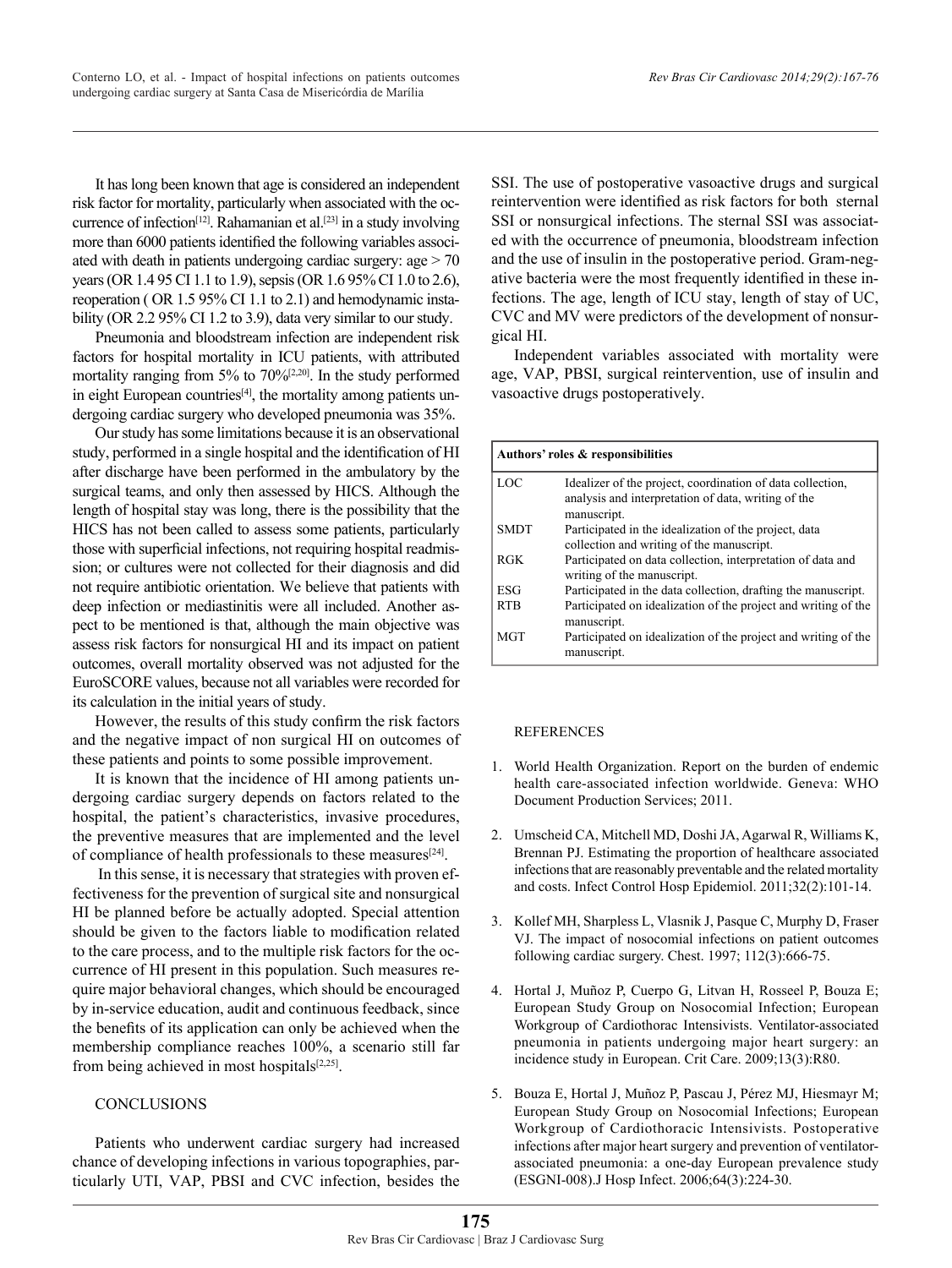It has long been known that age is considered an independent risk factor for mortality, particularly when associated with the occurrence of infection[12]. Rahamanian et al.[23] in a study involving more than 6000 patients identified the following variables associated with death in patients undergoing cardiac surgery: age > 70 years (OR 1.4 95 CI 1.1 to 1.9), sepsis (OR 1.6 95% CI 1.0 to 2.6), reoperation ( OR 1.5 95% CI 1.1 to 2.1) and hemodynamic instability (OR 2.2 95% CI 1.2 to 3.9), data very similar to our study.

Pneumonia and bloodstream infection are independent risk factors for hospital mortality in ICU patients, with attributed mortality ranging from 5% to 70%[2,20]. In the study performed in eight European countries[4], the mortality among patients undergoing cardiac surgery who developed pneumonia was 35%.

Our study has some limitations because it is an observational study, performed in a single hospital and the identification of HI after discharge have been performed in the ambulatory by the surgical teams, and only then assessed by HICS. Although the length of hospital stay was long, there is the possibility that the HICS has not been called to assess some patients, particularly those with superficial infections, not requiring hospital readmission; or cultures were not collected for their diagnosis and did not require antibiotic orientation. We believe that patients with deep infection or mediastinitis were all included. Another aspect to be mentioned is that, although the main objective was assess risk factors for nonsurgical HI and its impact on patient outcomes, overall mortality observed was not adjusted for the EuroSCORE values, because not all variables were recorded for its calculation in the initial years of study.

However, the results of this study confirm the risk factors and the negative impact of non surgical HI on outcomes of these patients and points to some possible improvement.

It is known that the incidence of HI among patients undergoing cardiac surgery depends on factors related to the hospital, the patient's characteristics, invasive procedures, the preventive measures that are implemented and the level of compliance of health professionals to these measures[24].

In this sense, it is necessary that strategies with proven effectiveness for the prevention of surgical site and nonsurgical HI be planned before be actually adopted. Special attention should be given to the factors liable to modification related to the care process, and to the multiple risk factors for the occurrence of HI present in this population. Such measures require major behavioral changes, which should be encouraged by in-service education, audit and continuous feedback, since the benefits of its application can only be achieved when the membership compliance reaches 100%, a scenario still far from being achieved in most hospitals[2,25].

## CONCLUSIONS

Patients who underwent cardiac surgery had increased chance of developing infections in various topographies, particularly UTI, VAP, PBSI and CVC infection, besides the SSI. The use of postoperative vasoactive drugs and surgical reintervention were identified as risk factors for both sternal SSI or nonsurgical infections. The sternal SSI was associated with the occurrence of pneumonia, bloodstream infection and the use of insulin in the postoperative period. Gram-negative bacteria were the most frequently identified in these infections. The age, length of ICU stay, length of stay of UC, CVC and MV were predictors of the development of nonsurgical HI.

Independent variables associated with mortality were age, VAP, PBSI, surgical reintervention, use of insulin and vasoactive drugs postoperatively.

| **Authors' roles & responsibilities** | |
|---|---|
| LOC | Idealizer of the project, coordination of data collection, analysis and interpretation of data, writing of the manuscript. |
| SMDT | Participated in the idealization of the project, data collection and writing of the manuscript. |
| RGK | Participated on data collection, interpretation of data and writing of the manuscript. |
| ESG | Participated in the data collection, drafting the manuscript. |
| RTB | Participated on idealization of the project and writing of the manuscript. |
| MGT | Participated on idealization of the project and writing of the manuscript. |

## REFERENCES

1. World Health Organization. Report on the burden of endemic health care-associated infection worldwide. Geneva: WHO Document Production Services; 2011.

2. Umscheid CA, Mitchell MD, Doshi JA, Agarwal R, Williams K, Brennan PJ. Estimating the proportion of healthcare associated infections that are reasonably preventable and the related mortality and costs. Infect Control Hosp Epidemiol. 2011;32(2):101-14.

3. Kollef MH, Sharpless L, Vlasnik J, Pasque C, Murphy D, Fraser VJ. The impact of nosocomial infections on patient outcomes following cardiac surgery. Chest. 1997; 112(3):666-75.

4. Hortal J, Muñoz P, Cuerpo G, Litvan H, Rosseel P, Bouza E; European Study Group on Nosocomial Infection; European Workgroup of Cardiothorac Intensivists. Ventilator-associated pneumonia in patients undergoing major heart surgery: an incidence study in European. Crit Care. 2009;13(3):R80.

5. Bouza E, Hortal J, Muñoz P, Pascau J, Pérez MJ, Hiesmayr M; European Study Group on Nosocomial Infections; European Workgroup of Cardiothoracic Intensivists. Postoperative infections after major heart surgery and prevention of ventilator-associated pneumonia: a one-day European prevalence study (ESGNI-008).J Hosp Infect. 2006;64(3):224-30.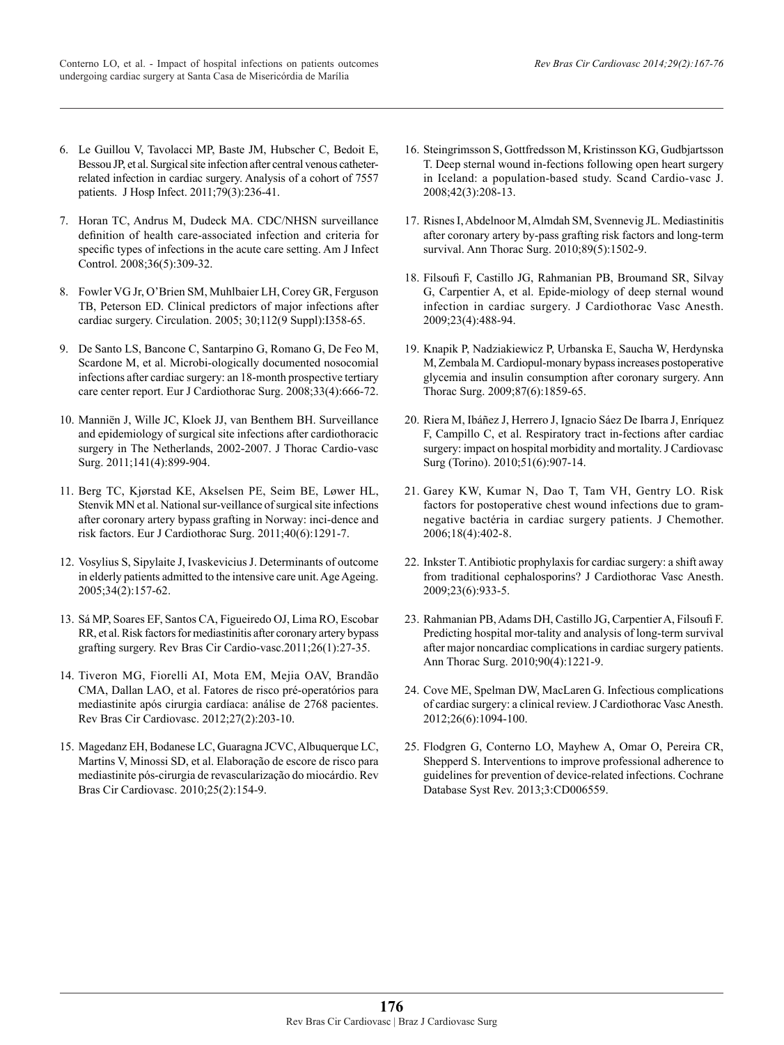6. Le Guillou V, Tavolacci MP, Baste JM, Hubscher C, Bedoit E, Bessou JP, et al. Surgical site infection after central venous catheter-related infection in cardiac surgery. Analysis of a cohort of 7557 patients. J Hosp Infect. 2011;79(3):236-41.

7. Horan TC, Andrus M, Dudeck MA. CDC/NHSN surveillance definition of health care-associated infection and criteria for specific types of infections in the acute care setting. Am J Infect Control. 2008;36(5):309-32.

8. Fowler VG Jr, O'Brien SM, Muhlbaier LH, Corey GR, Ferguson TB, Peterson ED. Clinical predictors of major infections after cardiac surgery. Circulation. 2005; 30;112(9 Suppl):I358-65.

9. De Santo LS, Bancone C, Santarpino G, Romano G, De Feo M, Scardone M, et al. Microbi-ologically documented nosocomial infections after cardiac surgery: an 18-month prospective tertiary care center report. Eur J Cardiothorac Surg. 2008;33(4):666-72.

10. Manniën J, Wille JC, Kloek JJ, van Benthem BH. Surveillance and epidemiology of surgical site infections after cardiothoracic surgery in The Netherlands, 2002-2007. J Thorac Cardio-vasc Surg. 2011;141(4):899-904.

11. Berg TC, Kjørstad KE, Akselsen PE, Seim BE, Løwer HL, Stenvik MN et al. National sur-veillance of surgical site infections after coronary artery bypass grafting in Norway: inci-dence and risk factors. Eur J Cardiothorac Surg. 2011;40(6):1291-7.

12. Vosylius S, Sipylaite J, Ivaskevicius J. Determinants of outcome in elderly patients admitted to the intensive care unit. Age Ageing. 2005;34(2):157-62.

13. Sá MP, Soares EF, Santos CA, Figueiredo OJ, Lima RO, Escobar RR, et al. Risk factors for mediastinitis after coronary artery bypass grafting surgery. Rev Bras Cir Cardio-vasc.2011;26(1):27-35.

14. Tiveron MG, Fiorelli AI, Mota EM, Mejia OAV, Brandão CMA, Dallan LAO, et al. Fatores de risco pré-operatórios para mediastinite após cirurgia cardíaca: análise de 2768 pacientes. Rev Bras Cir Cardiovasc. 2012;27(2):203-10.

15. Magedanz EH, Bodanese LC, Guaragna JCVC, Albuquerque LC, Martins V, Minossi SD, et al. Elaboração de escore de risco para mediastinite pós-cirurgia de revascularização do miocárdio. Rev Bras Cir Cardiovasc. 2010;25(2):154-9.

16. Steingrimsson S, Gottfredsson M, Kristinsson KG, Gudbjartsson T. Deep sternal wound in-fections following open heart surgery in Iceland: a population-based study. Scand Cardio-vasc J. 2008;42(3):208-13.

17. Risnes I, Abdelnoor M, Almdah SM, Svennevig JL. Mediastinitis after coronary artery by-pass grafting risk factors and long-term survival. Ann Thorac Surg. 2010;89(5):1502-9.

18. Filsoufi F, Castillo JG, Rahmanian PB, Broumand SR, Silvay G, Carpentier A, et al. Epide-miology of deep sternal wound infection in cardiac surgery. J Cardiothorac Vasc Anesth. 2009;23(4):488-94.

19. Knapik P, Nadziakiewicz P, Urbanska E, Saucha W, Herdynska M, Zembala M. Cardiopul-monary bypass increases postoperative glycemia and insulin consumption after coronary surgery. Ann Thorac Surg. 2009;87(6):1859-65.

20. Riera M, Ibáñez J, Herrero J, Ignacio Sáez De Ibarra J, Enríquez F, Campillo C, et al. Respiratory tract in-fections after cardiac surgery: impact on hospital morbidity and mortality. J Cardiovasc Surg (Torino). 2010;51(6):907-14.

21. Garey KW, Kumar N, Dao T, Tam VH, Gentry LO. Risk factors for postoperative chest wound infections due to gram-negative bactéria in cardiac surgery patients. J Chemother. 2006;18(4):402-8.

22. Inkster T. Antibiotic prophylaxis for cardiac surgery: a shift away from traditional cephalosporins? J Cardiothorac Vasc Anesth. 2009;23(6):933-5.

23. Rahmanian PB, Adams DH, Castillo JG, Carpentier A, Filsoufi F. Predicting hospital mor-tality and analysis of long-term survival after major noncardiac complications in cardiac surgery patients. Ann Thorac Surg. 2010;90(4):1221-9.

24. Cove ME, Spelman DW, MacLaren G. Infectious complications of cardiac surgery: a clinical review. J Cardiothorac Vasc Anesth. 2012;26(6):1094-100.

25. Flodgren G, Conterno LO, Mayhew A, Omar O, Pereira CR, Shepperd S. Interventions to improve professional adherence to guidelines for prevention of device-related infections. Cochrane Database Syst Rev. 2013;3:CD006559.